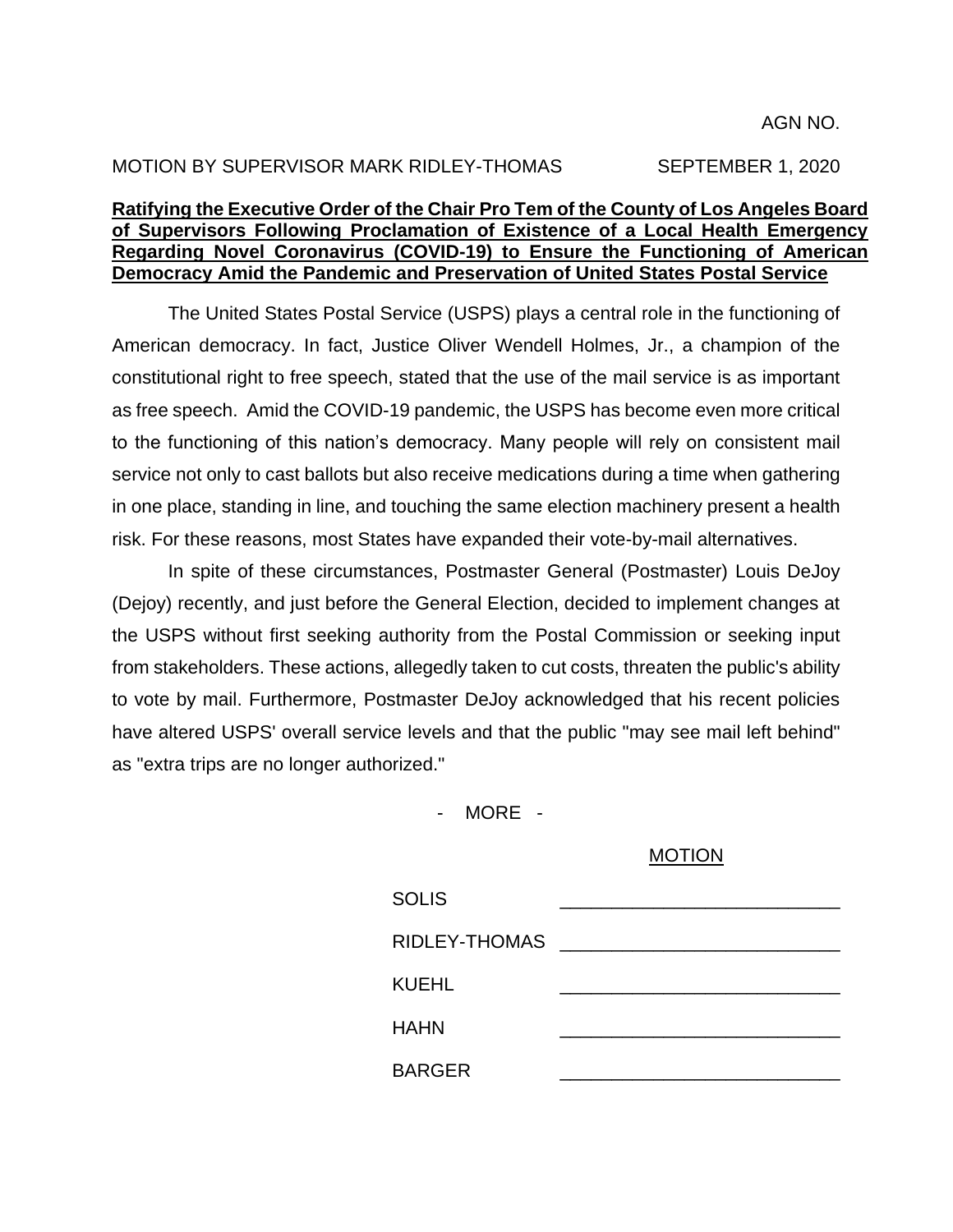AGN NO.

MOTION BY SUPERVISOR MARK RIDLEY-THOMAS SEPTEMBER 1, 2020

**Ratifying the Executive Order of the Chair Pro Tem of the County of Los Angeles Board of Supervisors Following Proclamation of Existence of a Local Health Emergency Regarding Novel Coronavirus (COVID-19) to Ensure the Functioning of American Democracy Amid the Pandemic and Preservation of United States Postal Service**

The United States Postal Service (USPS) plays a central role in the functioning of American democracy. In fact, Justice Oliver Wendell Holmes, Jr., a champion of the constitutional right to free speech, stated that the use of the mail service is as important as free speech. Amid the COVID-19 pandemic, the USPS has become even more critical to the functioning of this nation's democracy. Many people will rely on consistent mail service not only to cast ballots but also receive medications during a time when gathering in one place, standing in line, and touching the same election machinery present a health risk. For these reasons, most States have expanded their vote-by-mail alternatives.

In spite of these circumstances, Postmaster General (Postmaster) Louis DeJoy (Dejoy) recently, and just before the General Election, decided to implement changes at the USPS without first seeking authority from the Postal Commission or seeking input from stakeholders. These actions, allegedly taken to cut costs, threaten the public's ability to vote by mail. Furthermore, Postmaster DeJoy acknowledged that his recent policies have altered USPS' overall service levels and that the public "may see mail left behind" as "extra trips are no longer authorized."

\- MORE -

| | MOTION |
|---|---|
| SOLIS | ___________________________ |
| RIDLEY-THOMAS | ___________________________ |
| KUEHL | ___________________________ |
| HAHN | ___________________________ |
| BARGER | ___________________________ |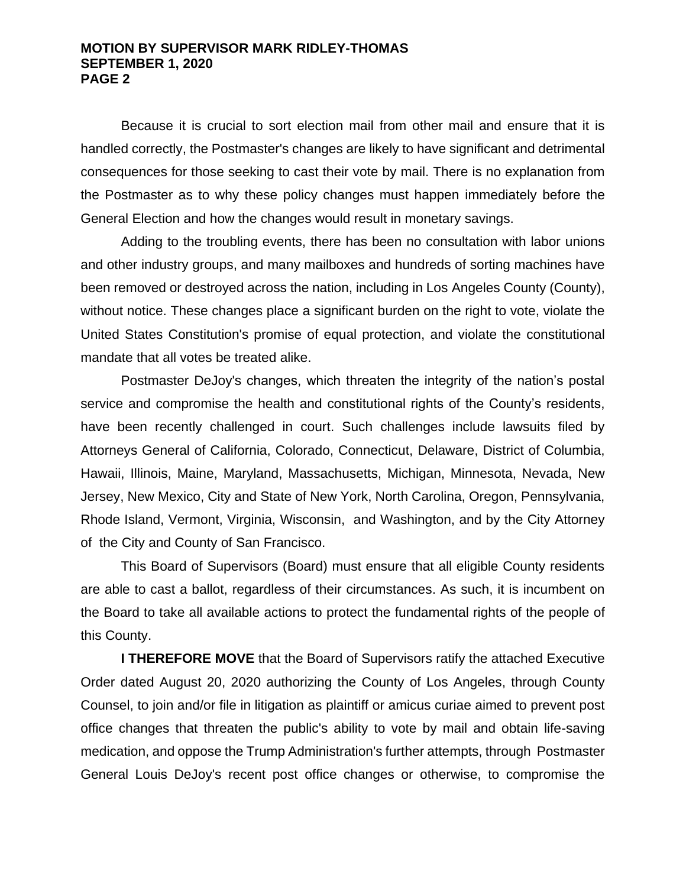Because it is crucial to sort election mail from other mail and ensure that it is handled correctly, the Postmaster's changes are likely to have significant and detrimental consequences for those seeking to cast their vote by mail. There is no explanation from the Postmaster as to why these policy changes must happen immediately before the General Election and how the changes would result in monetary savings.

Adding to the troubling events, there has been no consultation with labor unions and other industry groups, and many mailboxes and hundreds of sorting machines have been removed or destroyed across the nation, including in Los Angeles County (County), without notice. These changes place a significant burden on the right to vote, violate the United States Constitution's promise of equal protection, and violate the constitutional mandate that all votes be treated alike.

Postmaster DeJoy's changes, which threaten the integrity of the nation's postal service and compromise the health and constitutional rights of the County's residents, have been recently challenged in court. Such challenges include lawsuits filed by Attorneys General of California, Colorado, Connecticut, Delaware, District of Columbia, Hawaii, Illinois, Maine, Maryland, Massachusetts, Michigan, Minnesota, Nevada, New Jersey, New Mexico, City and State of New York, North Carolina, Oregon, Pennsylvania, Rhode Island, Vermont, Virginia, Wisconsin, and Washington, and by the City Attorney of the City and County of San Francisco.

This Board of Supervisors (Board) must ensure that all eligible County residents are able to cast a ballot, regardless of their circumstances. As such, it is incumbent on the Board to take all available actions to protect the fundamental rights of the people of this County.

**I THEREFORE MOVE** that the Board of Supervisors ratify the attached Executive Order dated August 20, 2020 authorizing the County of Los Angeles, through County Counsel, to join and/or file in litigation as plaintiff or amicus curiae aimed to prevent post office changes that threaten the public's ability to vote by mail and obtain life-saving medication, and oppose the Trump Administration's further attempts, through Postmaster General Louis DeJoy's recent post office changes or otherwise, to compromise the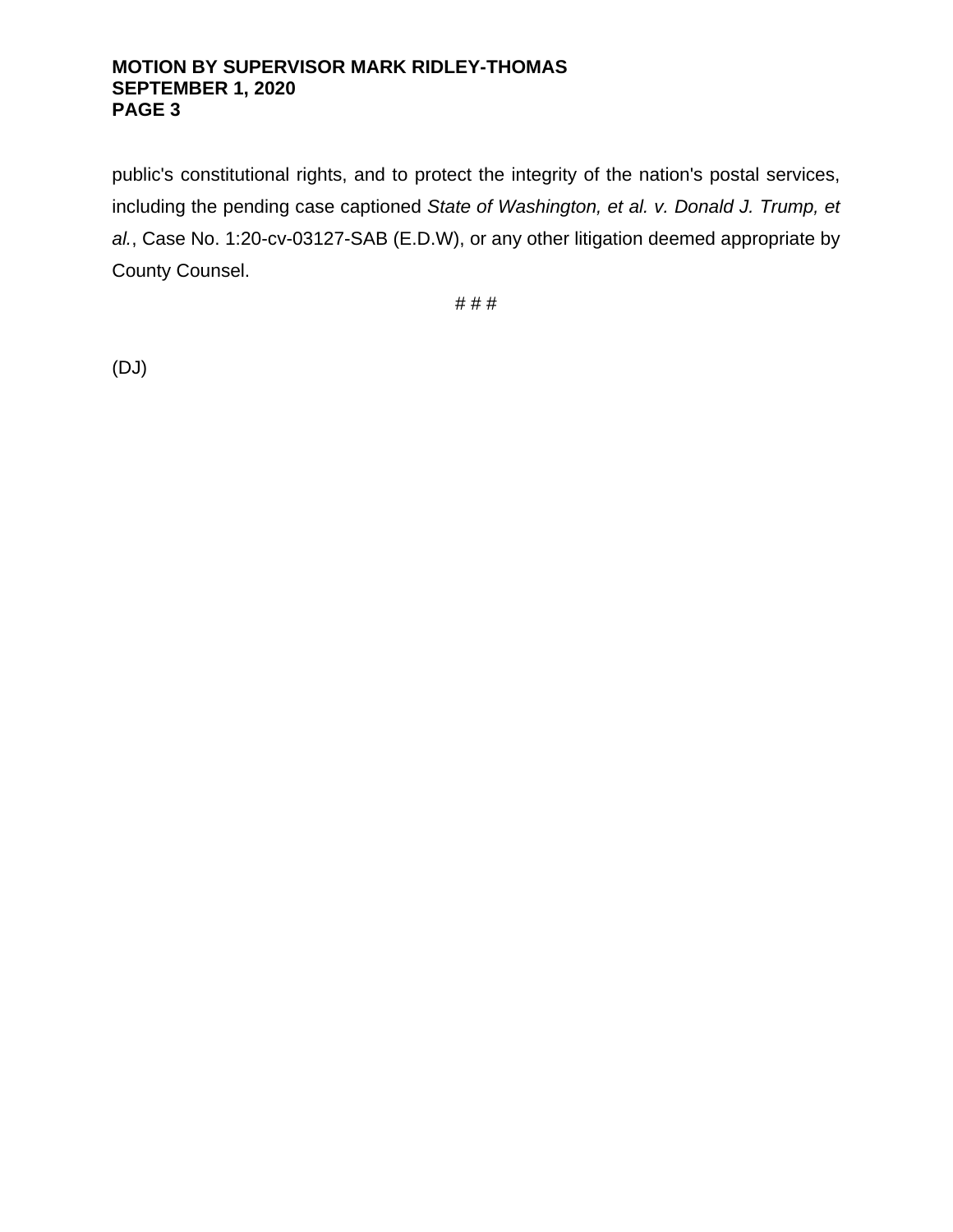public's constitutional rights, and to protect the integrity of the nation's postal services, including the pending case captioned *State of Washington, et al. v. Donald J. Trump, et al.*, Case No. 1:20-cv-03127-SAB (E.D.W), or any other litigation deemed appropriate by County Counsel.

# # #

(DJ)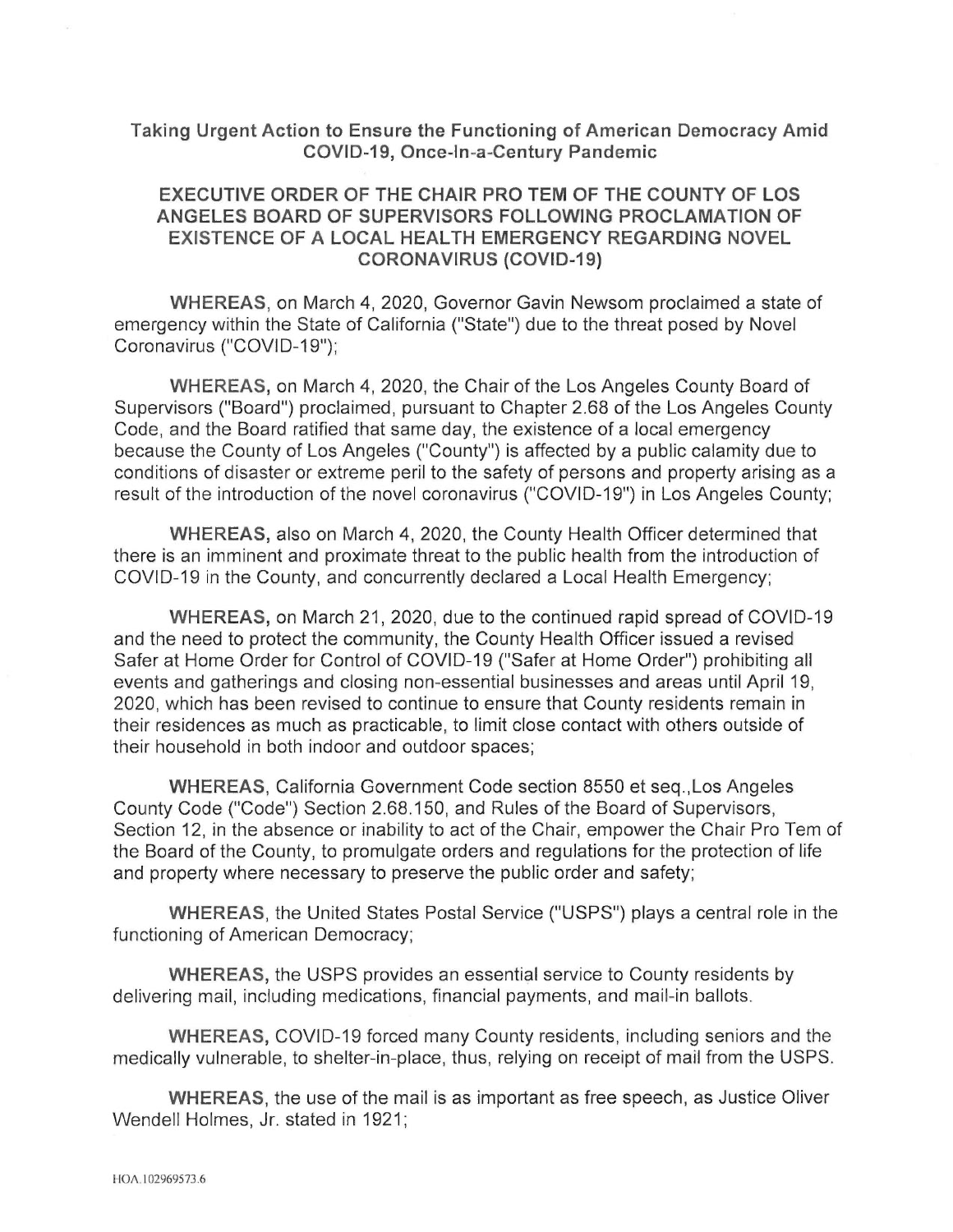## Taking Urgent Action to Ensure the Functioning of American Democracy Amid COVID-19, Once-In-a-Century Pandemic

## EXECUTIVE ORDER OF THE CHAIR PRO TEM OF THE COUNTY OF LOS ANGELES BOARD OF SUPERVISORS FOLLOWING PROCLAMATION OF EXISTENCE OF A LOCAL HEALTH EMERGENCY REGARDING NOVEL CORONAVIRUS (COVID-19)

**WHEREAS**, on March 4, 2020, Governor Gavin Newsom proclaimed a state of emergency within the State of California ("State") due to the threat posed by Novel Coronavirus ("COVID-19");

**WHEREAS,** on March 4, 2020, the Chair of the Los Angeles County Board of Supervisors ("Board") proclaimed, pursuant to Chapter 2.68 of the Los Angeles County Code, and the Board ratified that same day, the existence of a local emergency because the County of Los Angeles ("County") is affected by a public calamity due to conditions of disaster or extreme peril to the safety of persons and property arising as a result of the introduction of the novel coronavirus ("COVID-19") in Los Angeles County;

**WHEREAS,** also on March 4, 2020, the County Health Officer determined that there is an imminent and proximate threat to the public health from the introduction of COVID-19 in the County, and concurrently declared a Local Health Emergency;

**WHEREAS,** on March 21, 2020, due to the continued rapid spread of COVID-19 and the need to protect the community, the County Health Officer issued a revised Safer at Home Order for Control of COVID-19 ("Safer at Home Order") prohibiting all events and gatherings and closing non-essential businesses and areas until April 19, 2020, which has been revised to continue to ensure that County residents remain in their residences as much as practicable, to limit close contact with others outside of their household in both indoor and outdoor spaces;

**WHEREAS**, California Government Code section 8550 et seq.,Los Angeles County Code ("Code") Section 2.68.150, and Rules of the Board of Supervisors, Section 12, in the absence or inability to act of the Chair, empower the Chair Pro Tem of the Board of the County, to promulgate orders and regulations for the protection of life and property where necessary to preserve the public order and safety;

**WHEREAS**, the United States Postal Service ("USPS") plays a central role in the functioning of American Democracy;

**WHEREAS,** the USPS provides an essential service to County residents by delivering mail, including medications, financial payments, and mail-in ballots.

**WHEREAS,** COVID-19 forced many County residents, including seniors and the medically vulnerable, to shelter-in-place, thus, relying on receipt of mail from the USPS.

**WHEREAS,** the use of the mail is as important as free speech, as Justice Oliver Wendell Holmes, Jr. stated in 1921;

HOA.102969573.6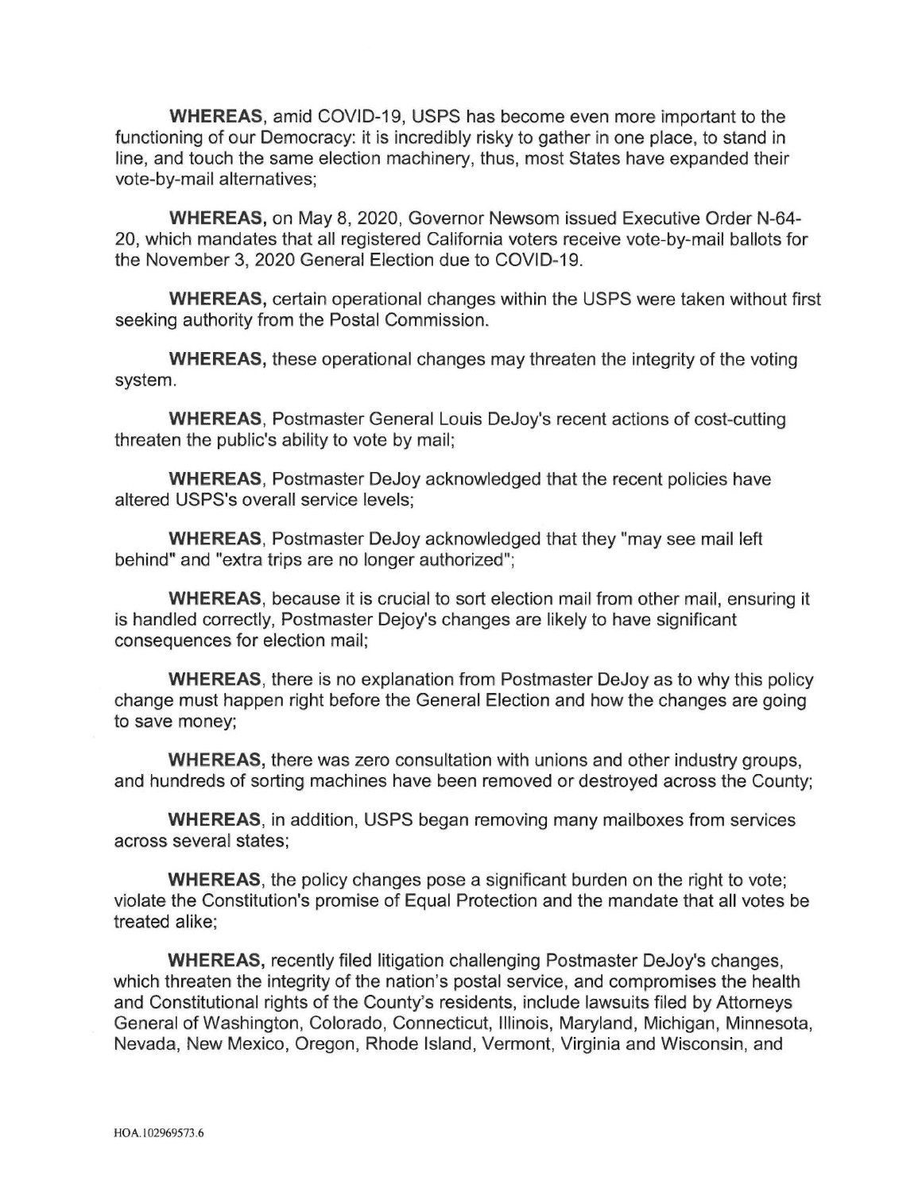**WHEREAS**, amid COVID-19, USPS has become even more important to the functioning of our Democracy: it is incredibly risky to gather in one place, to stand in line, and touch the same election machinery, thus, most States have expanded their vote-by-mail alternatives;

**WHEREAS,** on May 8, 2020, Governor Newsom issued Executive Order N-64-20, which mandates that all registered California voters receive vote-by-mail ballots for the November 3, 2020 General Election due to COVID-19.

**WHEREAS,** certain operational changes within the USPS were taken without first seeking authority from the Postal Commission.

**WHEREAS,** these operational changes may threaten the integrity of the voting system.

**WHEREAS**, Postmaster General Louis DeJoy's recent actions of cost-cutting threaten the public's ability to vote by mail;

**WHEREAS**, Postmaster DeJoy acknowledged that the recent policies have altered USPS's overall service levels;

**WHEREAS**, Postmaster DeJoy acknowledged that they "may see mail left behind" and "extra trips are no longer authorized";

**WHEREAS**, because it is crucial to sort election mail from other mail, ensuring it is handled correctly, Postmaster Dejoy's changes are likely to have significant consequences for election mail;

**WHEREAS**, there is no explanation from Postmaster DeJoy as to why this policy change must happen right before the General Election and how the changes are going to save money;

**WHEREAS**, there was zero consultation with unions and other industry groups, and hundreds of sorting machines have been removed or destroyed across the County;

**WHEREAS**, in addition, USPS began removing many mailboxes from services across several states;

**WHEREAS**, the policy changes pose a significant burden on the right to vote; violate the Constitution's promise of Equal Protection and the mandate that all votes be treated alike;

**WHEREAS**, recently filed litigation challenging Postmaster DeJoy's changes, which threaten the integrity of the nation's postal service, and compromises the health and Constitutional rights of the County's residents, include lawsuits filed by Attorneys General of Washington, Colorado, Connecticut, Illinois, Maryland, Michigan, Minnesota, Nevada, New Mexico, Oregon, Rhode Island, Vermont, Virginia and Wisconsin, and

HOA.102969573.6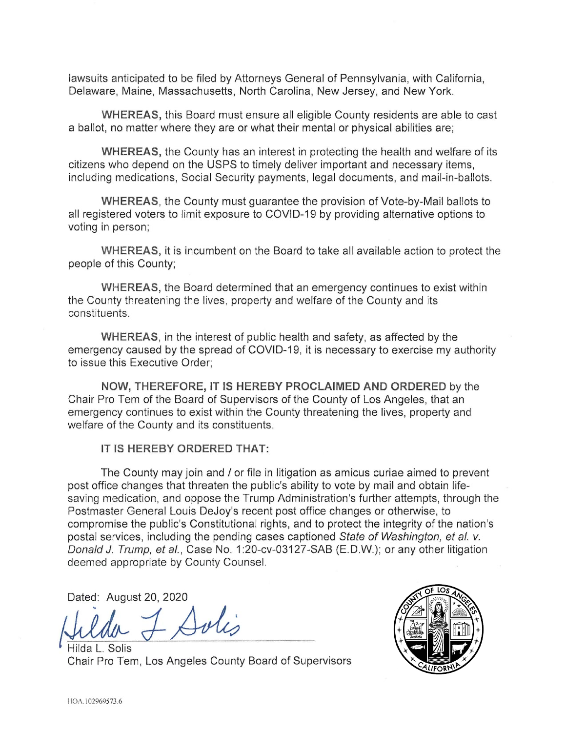lawsuits anticipated to be filed by Attorneys General of Pennsylvania, with California, Delaware, Maine, Massachusetts, North Carolina, New Jersey, and New York.

**WHEREAS,** this Board must ensure all eligible County residents are able to cast a ballot, no matter where they are or what their mental or physical abilities are;

**WHEREAS,** the County has an interest in protecting the health and welfare of its citizens who depend on the USPS to timely deliver important and necessary items, including medications, Social Security payments, legal documents, and mail-in-ballots.

**WHEREAS**, the County must guarantee the provision of Vote-by-Mail ballots to all registered voters to limit exposure to COVID-19 by providing alternative options to voting in person;

**WHEREAS,** it is incumbent on the Board to take all available action to protect the people of this County;

**WHEREAS,** the Board determined that an emergency continues to exist within the County threatening the lives, property and welfare of the County and its constituents.

**WHEREAS**, in the interest of public health and safety, as affected by the emergency caused by the spread of COVID-19, it is necessary to exercise my authority to issue this Executive Order;

**NOW, THEREFORE, IT IS HEREBY PROCLAIMED AND ORDERED** by the Chair Pro Tem of the Board of Supervisors of the County of Los Angeles, that an emergency continues to exist within the County threatening the lives, property and welfare of the County and its constituents.

**IT IS HEREBY ORDERED THAT:**

The County may join and / or file in litigation as amicus curiae aimed to prevent post office changes that threaten the public's ability to vote by mail and obtain life-saving medication, and oppose the Trump Administration's further attempts, through the Postmaster General Louis DeJoy's recent post office changes or otherwise, to compromise the public's Constitutional rights, and to protect the integrity of the nation's postal services, including the pending cases captioned *State of Washington, et al. v. Donald J. Trump, et al.*, Case No. 1:20-cv-03127-SAB (E.D.W.); or any other litigation deemed appropriate by County Counsel.

Dated: August 20, 2020

Hilda L. Solis
Chair Pro Tem, Los Angeles County Board of Supervisors

HOA.102969573.6